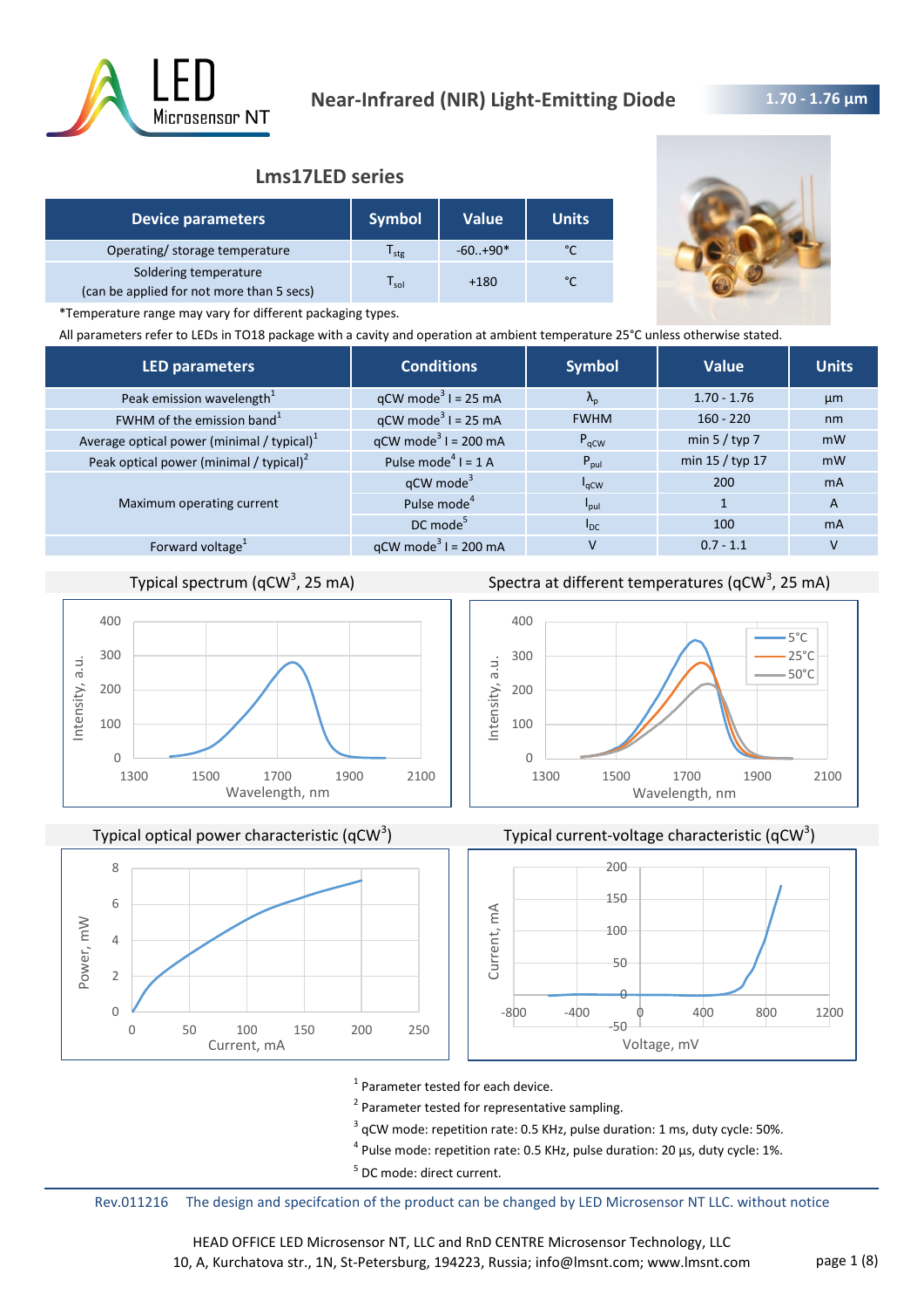# Near-Infrared (NIR) Light-Emitting Diode

**1.70 - 1.76 µm**

## Lms17LED series

| Device parameters | Symbol | Value | Units |
|---|---|---|---|
| Operating/ storage temperature | $T_{stg}$ | -60..+90* | °C |
| Soldering temperature (can be applied for not more than 5 secs) | $T_{sol}$ | +180 | °C |

*Temperature range may vary for different packaging types.

All parameters refer to LEDs in TO18 package with a cavity and operation at ambient temperature 25°C unless otherwise stated.

| LED parameters | Conditions | Symbol | Value | Units |
|---|---|---|---|---|
| Peak emission wavelength[1] | qCW mode[3] I = 25 mA | $\lambda_p$ | 1.70 - 1.76 | µm |
| FWHM of the emission band[1] | qCW mode[3] I = 25 mA | FWHM | 160 - 220 | nm |
| Average optical power (minimal / typical)[1] | qCW mode[3] I = 200 mA | $P_{qCW}$ | min 5 / typ 7 | mW |
| Peak optical power (minimal / typical)[2] | Pulse mode[4] I = 1 A | $P_{pul}$ | min 15 / typ 17 | mW |
| Maximum operating current | qCW mode[3] | $I_{qCW}$ | 200 | mA |
| | Pulse mode[4] | $I_{pul}$ | 1 | A |
| | DC mode[5] | $I_{DC}$ | 100 | mA |
| Forward voltage[1] | qCW mode[3] I = 200 mA | V | 0.7 - 1.1 | V |

Typical spectrum (qCW[3], 25 mA)

Spectra at different temperatures (qCW[3], 25 mA)

Typical optical power characteristic (qCW[3])

Typical current-voltage characteristic (qCW[3])

[1] Parameter tested for each device.

[2] Parameter tested for representative sampling.

[3] qCW mode: repetition rate: 0.5 KHz, pulse duration: 1 ms, duty cycle: 50%.

[4] Pulse mode: repetition rate: 0.5 KHz, pulse duration: 20 µs, duty cycle: 1%.

[5] DC mode: direct current.

Rev.011216 The design and specifcation of the product can be changed by LED Microsensor NT LLC. without notice

HEAD OFFICE LED Microsensor NT, LLC and RnD CENTRE Microsensor Technology, LLC
10, A, Kurchatova str., 1N, St-Petersburg, 194223, Russia; info@lmsnt.com; www.lmsnt.com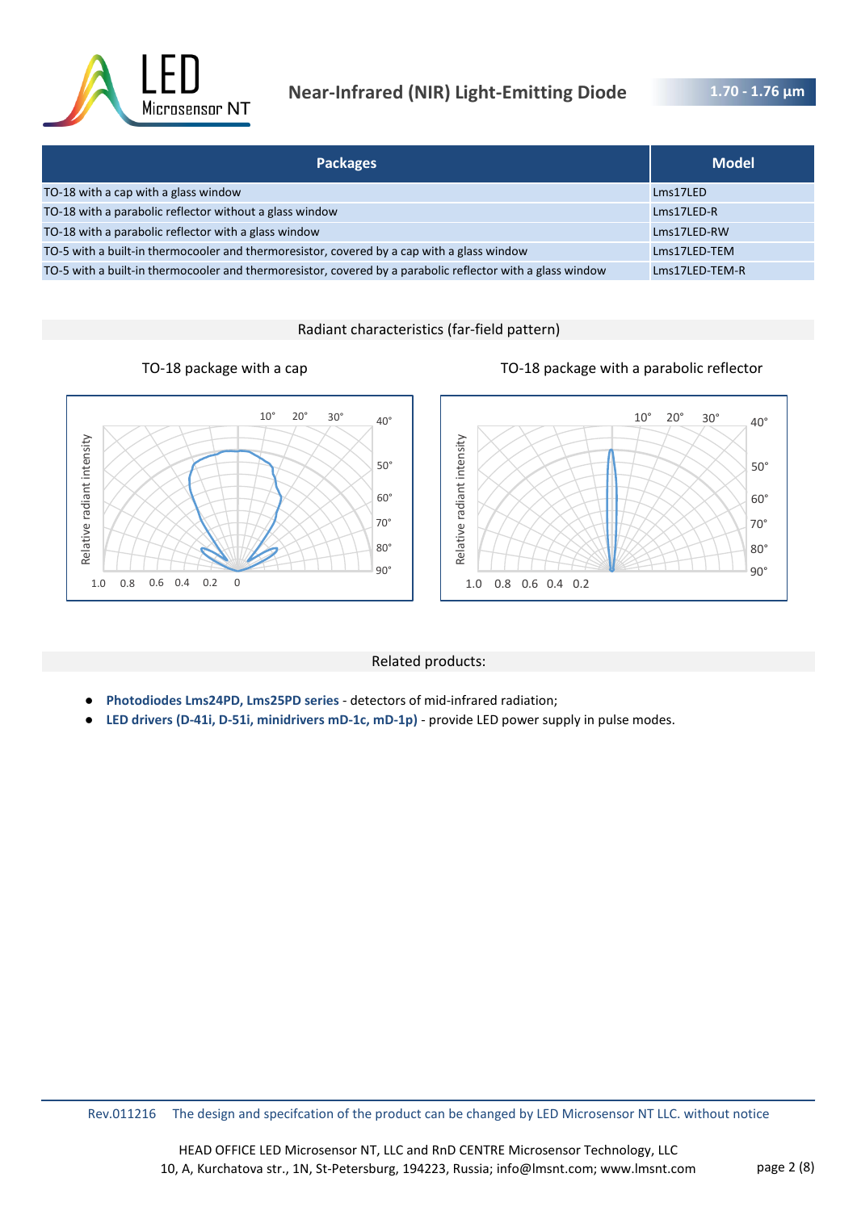| Packages | Model |
|---|---|
| TO-18 with a cap with a glass window | Lms17LED |
| TO-18 with a parabolic reflector without a glass window | Lms17LED-R |
| TO-18 with a parabolic reflector with a glass window | Lms17LED-RW |
| TO-5 with a built-in thermocooler and thermoresistor, covered by a cap with a glass window | Lms17LED-TEM |
| TO-5 with a built-in thermocooler and thermoresistor, covered by a parabolic reflector with a glass window | Lms17LED-TEM-R |

## Radiant characteristics (far-field pattern)

TO-18 package with a cap

TO-18 package with a parabolic reflector

## Related products:

- **Photodiodes Lms24PD, Lms25PD series** - detectors of mid-infrared radiation;
- **LED drivers (D-41i, D-51i, minidrivers mD-1c, mD-1p)** - provide LED power supply in pulse modes.

Rev.011216 The design and specifcation of the product can be changed by LED Microsensor NT LLC. without notice

HEAD OFFICE LED Microsensor NT, LLC and RnD CENTRE Microsensor Technology, LLC
10, A, Kurchatova str., 1N, St-Petersburg, 194223, Russia; info@lmsnt.com; www.lmsnt.com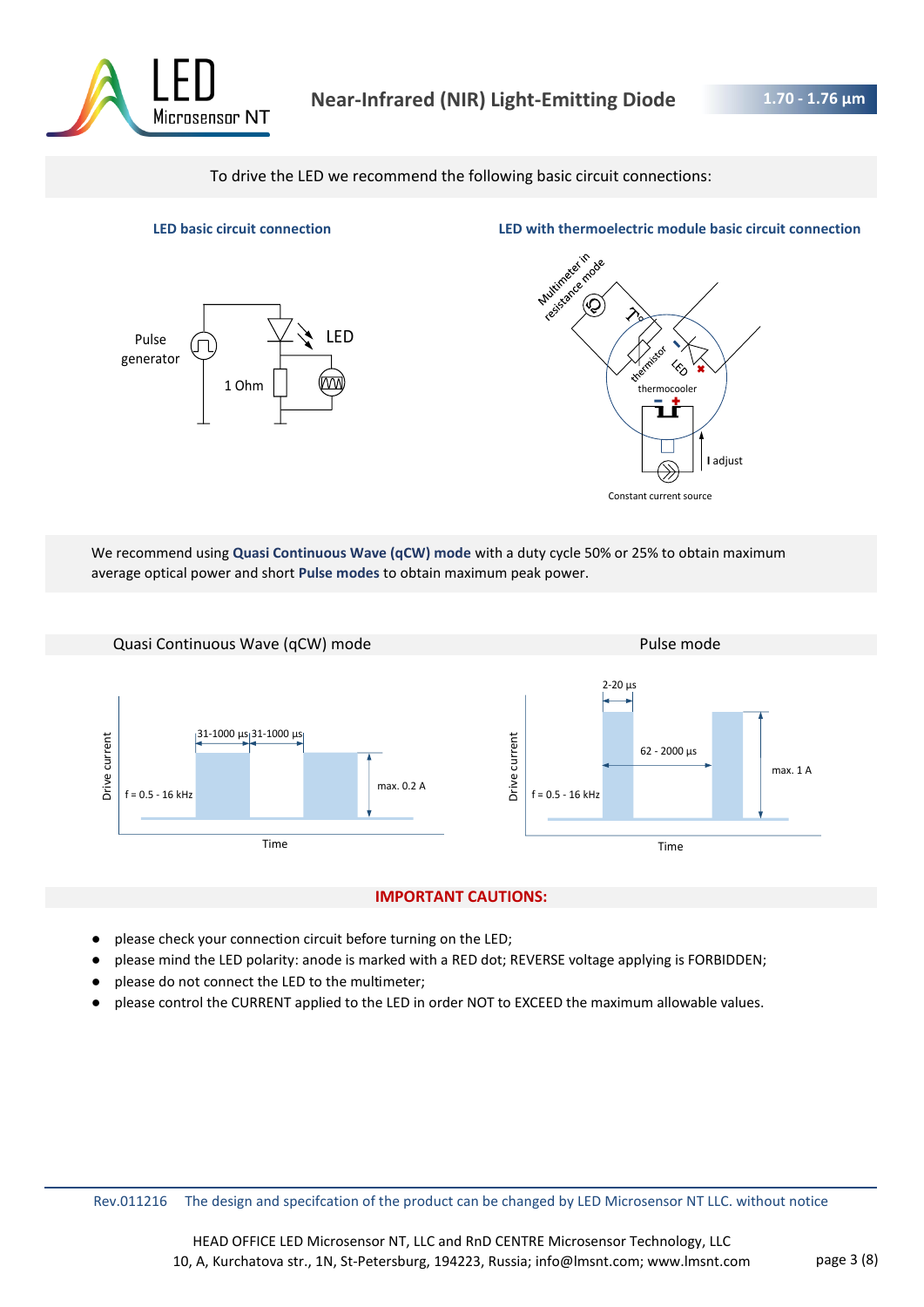To drive the LED we recommend the following basic circuit connections:

**LED basic circuit connection**

Pulse generator

LED

1 Ohm

**LED with thermoelectric module basic circuit connection**

Multimeter in resistance mode

thermistor

LED

thermocooler

I adjust

Constant current source

We recommend using **Quasi Continuous Wave (qCW) mode** with a duty cycle 50% or 25% to obtain maximum average optical power and short **Pulse modes** to obtain maximum peak power.

**Quasi Continuous Wave (qCW) mode**

Drive current

f = 0.5 - 16 kHz

31-1000 µs | 31-1000 µs

max. 0.2 A

Time

**Pulse mode**

Drive current

f = 0.5 - 16 kHz

2-20 µs

62 - 2000 µs

max. 1 A

Time

## IMPORTANT CAUTIONS:

- please check your connection circuit before turning on the LED;
- please mind the LED polarity: anode is marked with a RED dot; REVERSE voltage applying is FORBIDDEN;
- please do not connect the LED to the multimeter;
- please control the CURRENT applied to the LED in order NOT to EXCEED the maximum allowable values.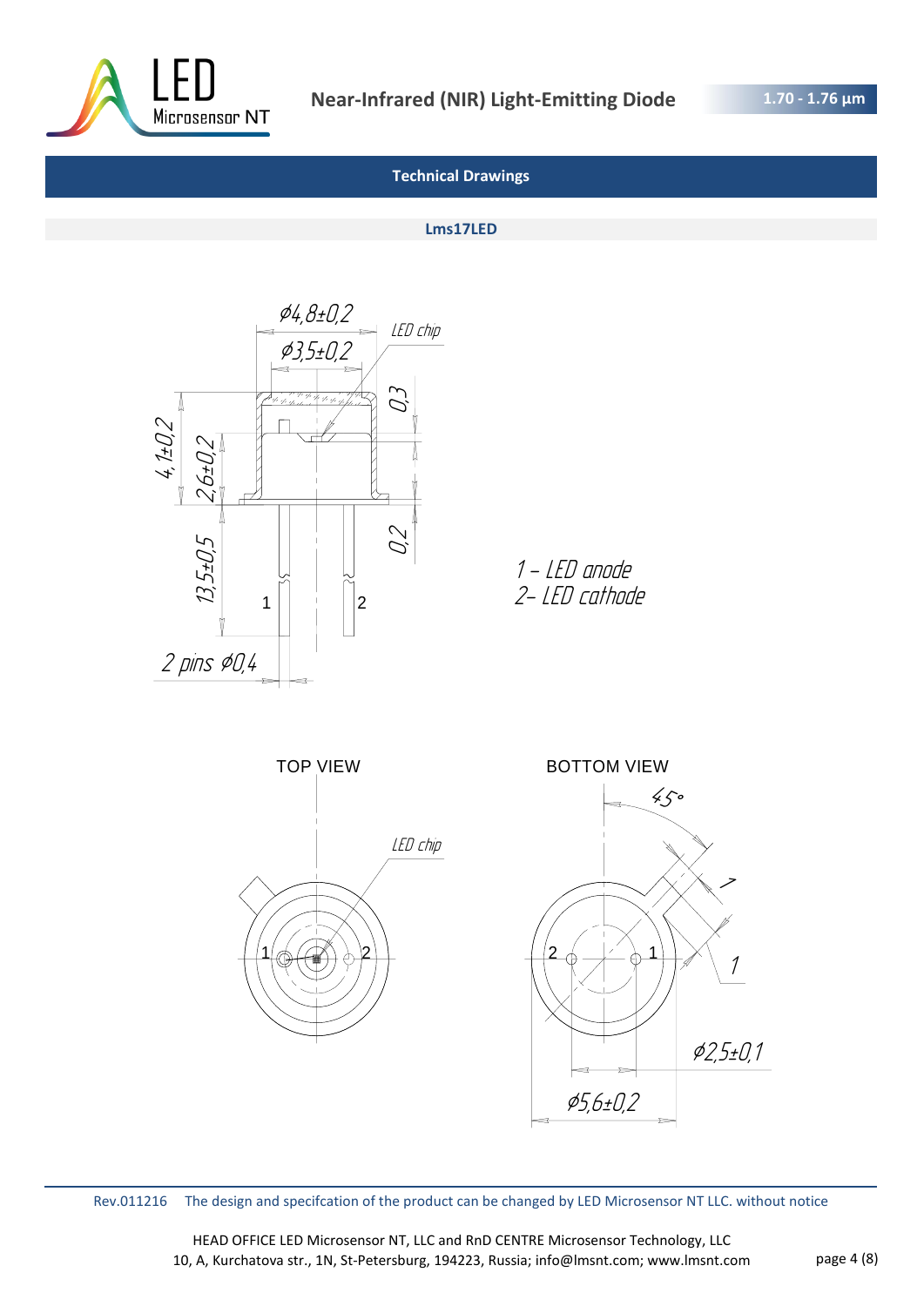## Technical Drawings

### Lms17LED

Ø4,8±0,2

Ø3,5±0,2

LED chip

0,3

4,1±0,2

2,6±0,2

13,5±0,5

0,2

1

2

2 pins Ø0,4

1 – LED anode
2– LED cathode

TOP VIEW

LED chip

1

2

BOTTOM VIEW

45°

1

1

2

1

Ø2,5±0,1

Ø5,6±0,2

Rev.011216 The design and specifcation of the product can be changed by LED Microsensor NT LLC. without notice

HEAD OFFICE LED Microsensor NT, LLC and RnD CENTRE Microsensor Technology, LLC
10, A, Kurchatova str., 1N, St-Petersburg, 194223, Russia; info@lmsnt.com; www.lmsnt.com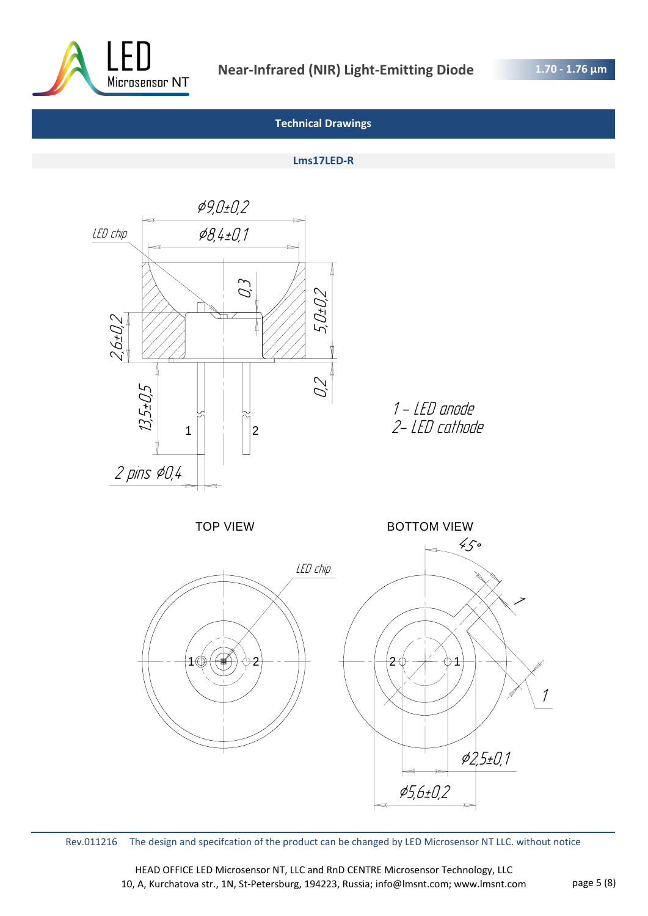## Technical Drawings

### Lms17LED-R

LED chip

⌀9,0±0,2

⌀8,4±0,1

0,3

5,0±0,2

2,6±0,2

0,2

13,5±0,5

1

2

2 pins ⌀0,4

1 – LED anode
2– LED cathode

TOP VIEW

LED chip

1

2

BOTTOM VIEW

45°

1

1

2

1

⌀2,5±0,1

⌀5,6±0,2

Rev.011216 The design and specifcation of the product can be changed by LED Microsensor NT LLC. without notice

HEAD OFFICE LED Microsensor NT, LLC and RnD CENTRE Microsensor Technology, LLC
10, A, Kurchatova str., 1N, St-Petersburg, 194223, Russia; info@lmsnt.com; www.lmsnt.com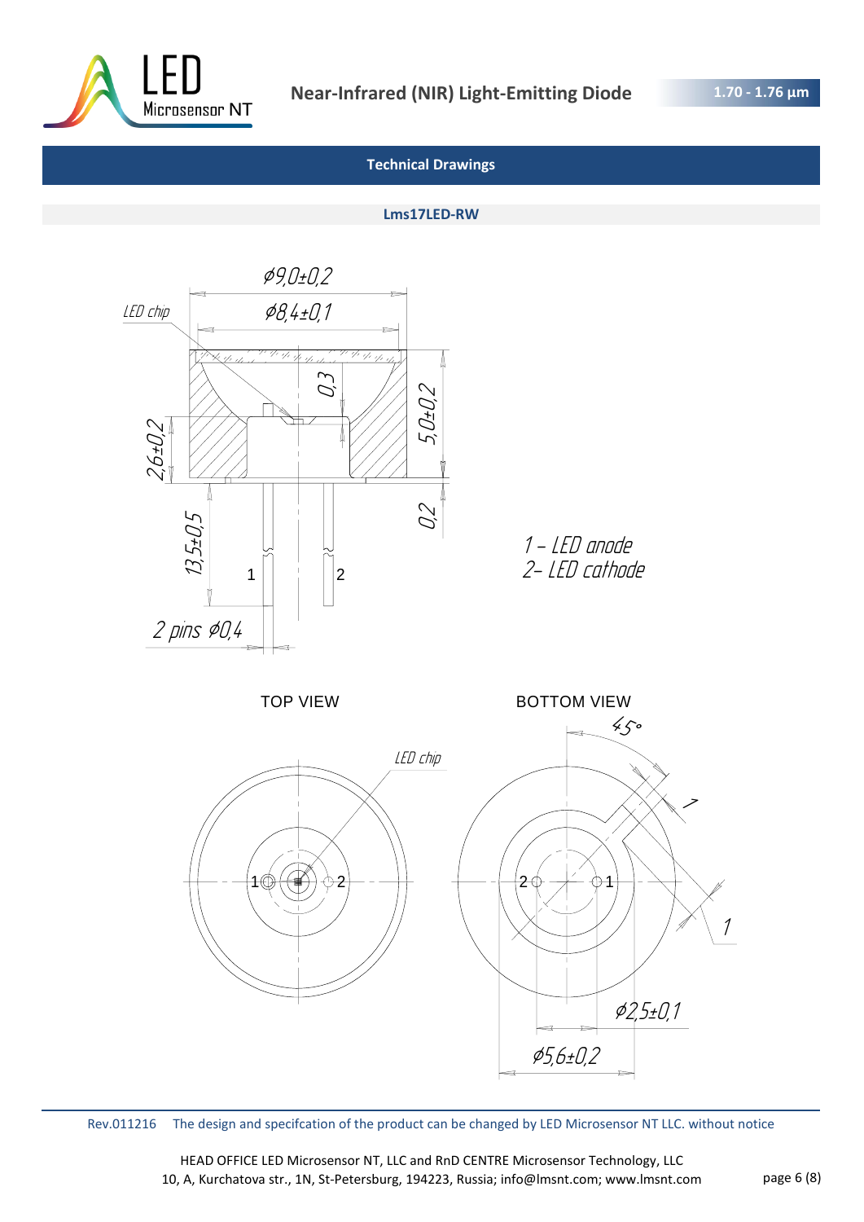## Technical Drawings

### Lms17LED-RW

LED chip

ϕ9,0±0,2

ϕ8,4±0,1

0,3

5,0±0,2

2,6±0,2

0,2

13,5±0,5

1

2

2 pins ϕ0,4

1 – LED anode
2– LED cathode

TOP VIEW

BOTTOM VIEW

LED chip

45°

1

1

ϕ2,5±0,1

ϕ5,6±0,2

Rev.011216 The design and specifcation of the product can be changed by LED Microsensor NT LLC. without notice

HEAD OFFICE LED Microsensor NT, LLC and RnD CENTRE Microsensor Technology, LLC
10, A, Kurchatova str., 1N, St-Petersburg, 194223, Russia; info@lmsnt.com; www.lmsnt.com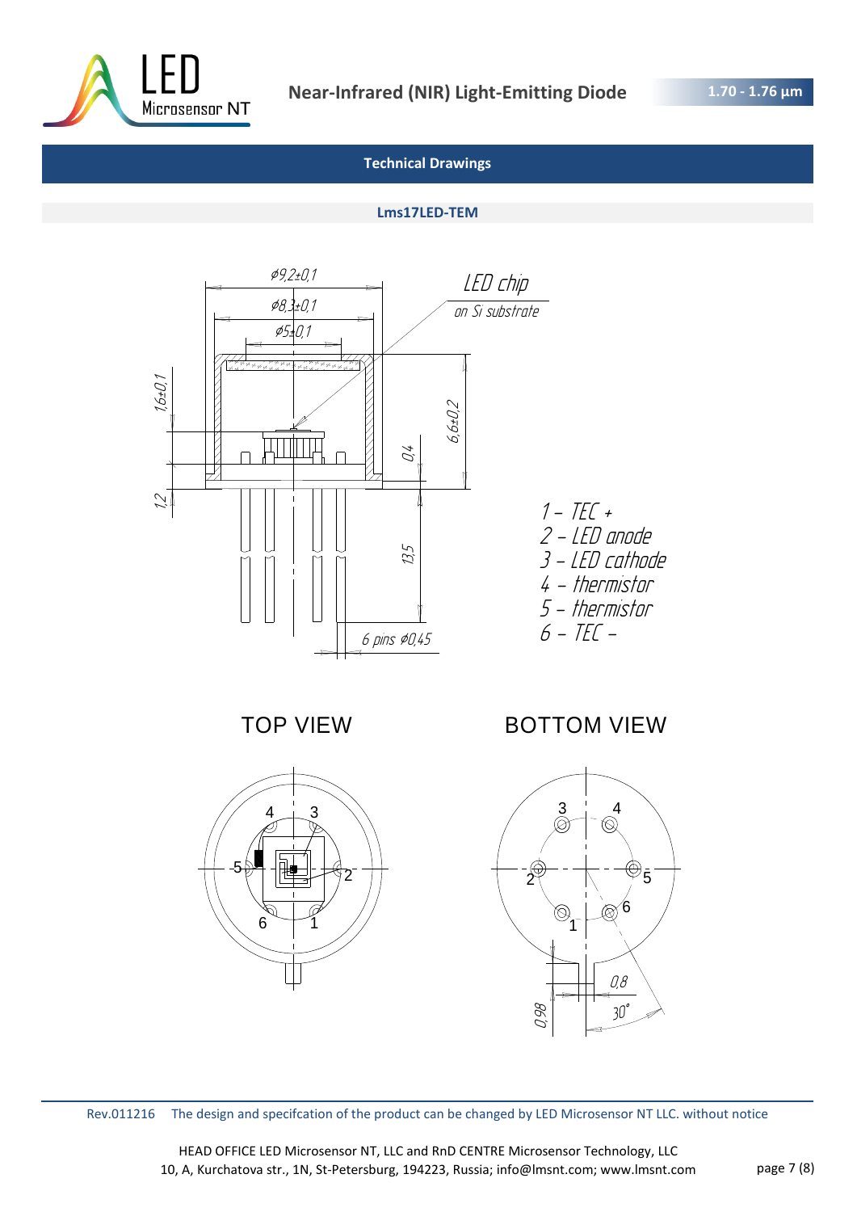## Technical Drawings

### Lms17LED-TEM

LED chip
on Si substrate

Ø9,2±0,1
Ø8,3±0,1
Ø5±0,1
1,6±0,1
1,2
0,4
6,6±0,2
13,5
6 pins Ø0,45

1 – TEC +
2 – LED anode
3 – LED cathode
4 – thermistor
5 – thermistor
6 – TEC –

TOP VIEW

BOTTOM VIEW

0,98
0,8
30°

Rev.011216 The design and specifcation of the product can be changed by LED Microsensor NT LLC. without notice

HEAD OFFICE LED Microsensor NT, LLC and RnD CENTRE Microsensor Technology, LLC
10, A, Kurchatova str., 1N, St-Petersburg, 194223, Russia; info@lmsnt.com; www.lmsnt.com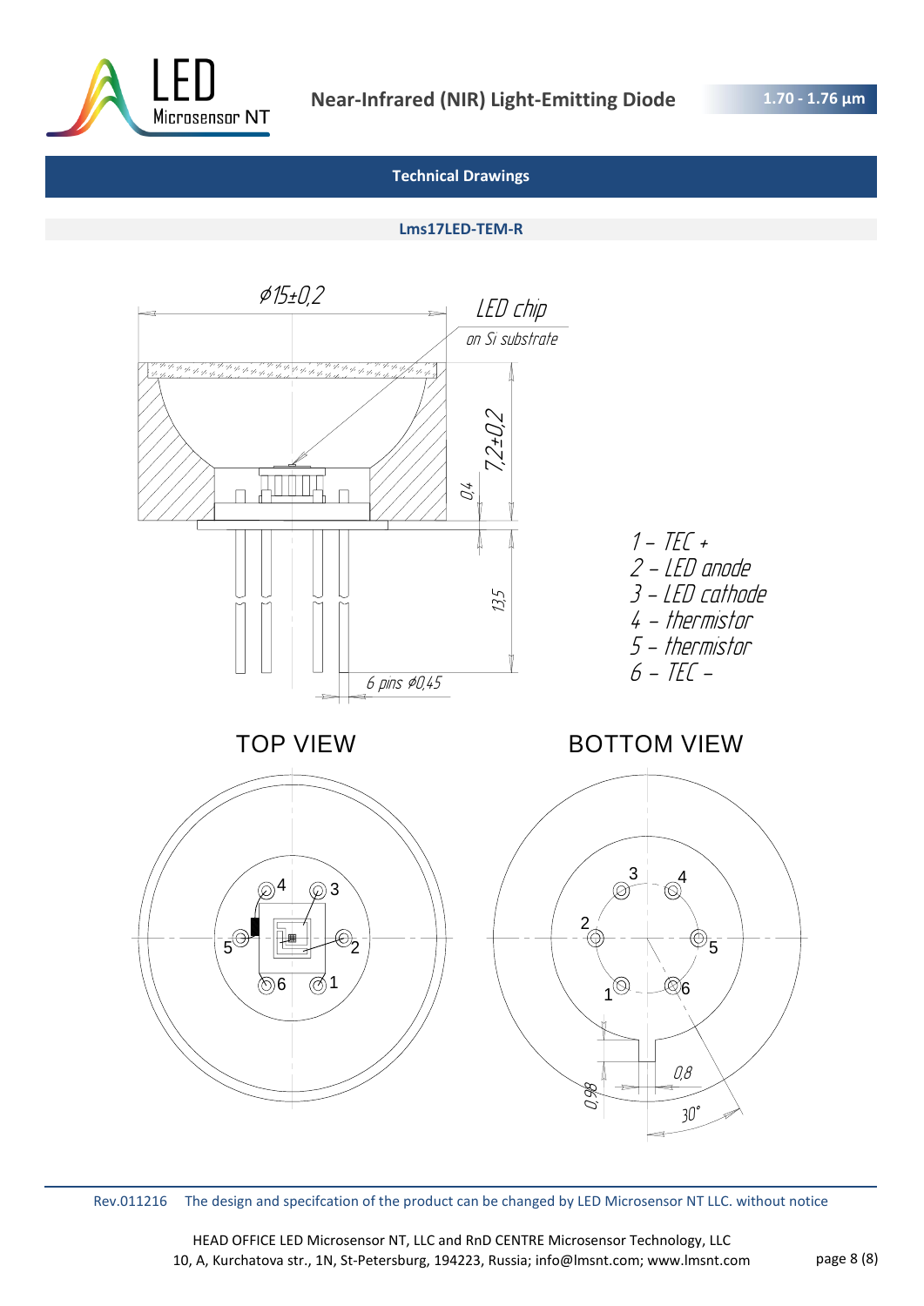## Technical Drawings

### Lms17LED-TEM-R

⌀15±0,2

LED chip

on Si substrate

7,2±0,2

0,4

13,5

6 pins ⌀0,45

1 – TEC +
2 – LED anode
3 – LED cathode
4 – thermistor
5 – thermistor
6 – TEC –

TOP VIEW

4 3
5 2
6 1

BOTTOM VIEW

3 4
2 5
1 6

0,8

0,98

30°

Rev.011216 The design and specifcation of the product can be changed by LED Microsensor NT LLC. without notice

HEAD OFFICE LED Microsensor NT, LLC and RnD CENTRE Microsensor Technology, LLC
10, A, Kurchatova str., 1N, St-Petersburg, 194223, Russia; info@lmsnt.com; www.lmsnt.com